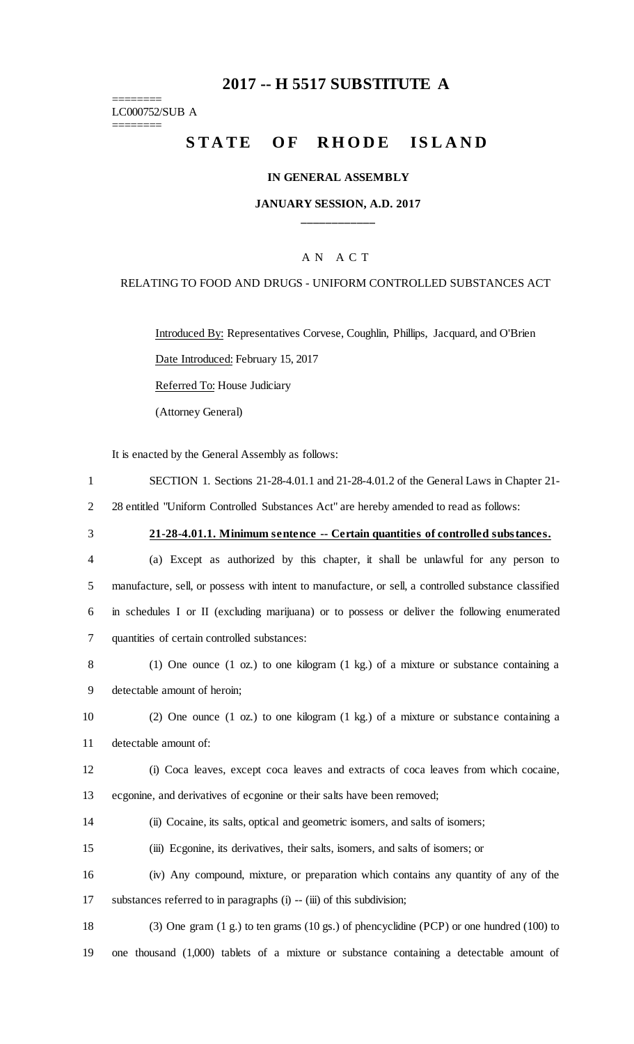# 2017 -- H 5517 SUBSTITUTE A

========
LC000752/SUB A
========

## STATE OF RHODE ISLAND

### IN GENERAL ASSEMBLY

### JANUARY SESSION, A.D. 2017

---

A N A C T

RELATING TO FOOD AND DRUGS - UNIFORM CONTROLLED SUBSTANCES ACT

Introduced By: Representatives Corvese, Coughlin, Phillips, Jacquard, and O'Brien

Date Introduced: February 15, 2017

Referred To: House Judiciary

(Attorney General)

It is enacted by the General Assembly as follows:

SECTION 1. Sections 21-28-4.01.1 and 21-28-4.01.2 of the General Laws in Chapter 21-28 entitled "Uniform Controlled Substances Act" are hereby amended to read as follows:

**21-28-4.01.1. Minimum sentence -- Certain quantities of controlled substances.**

(a) Except as authorized by this chapter, it shall be unlawful for any person to manufacture, sell, or possess with intent to manufacture, or sell, a controlled substance classified in schedules I or II (excluding marijuana) or to possess or deliver the following enumerated quantities of certain controlled substances:

(1) One ounce (1 oz.) to one kilogram (1 kg.) of a mixture or substance containing a detectable amount of heroin;

(2) One ounce (1 oz.) to one kilogram (1 kg.) of a mixture or substance containing a detectable amount of:

(i) Coca leaves, except coca leaves and extracts of coca leaves from which cocaine, ecgonine, and derivatives of ecgonine or their salts have been removed;

(ii) Cocaine, its salts, optical and geometric isomers, and salts of isomers;

(iii) Ecgonine, its derivatives, their salts, isomers, and salts of isomers; or

(iv) Any compound, mixture, or preparation which contains any quantity of any of the substances referred to in paragraphs (i) -- (iii) of this subdivision;

(3) One gram (1 g.) to ten grams (10 gs.) of phencyclidine (PCP) or one hundred (100) to one thousand (1,000) tablets of a mixture or substance containing a detectable amount of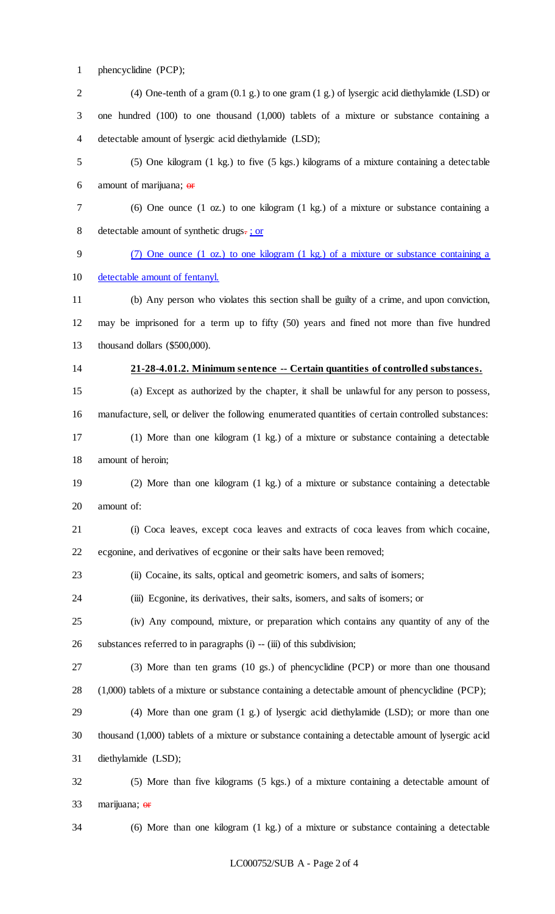phencyclidine (PCP);

(4) One-tenth of a gram (0.1 g.) to one gram (1 g.) of lysergic acid diethylamide (LSD) or one hundred (100) to one thousand (1,000) tablets of a mixture or substance containing a detectable amount of lysergic acid diethylamide (LSD);

(5) One kilogram (1 kg.) to five (5 kgs.) kilograms of a mixture containing a detectable amount of marijuana; ~~or~~

(6) One ounce (1 oz.) to one kilogram (1 kg.) of a mixture or substance containing a detectable amount of synthetic drugs~~.~~ ; or

(7) One ounce (1 oz.) to one kilogram (1 kg.) of a mixture or substance containing a detectable amount of fentanyl.

(b) Any person who violates this section shall be guilty of a crime, and upon conviction, may be imprisoned for a term up to fifty (50) years and fined not more than five hundred thousand dollars ($500,000).

**21-28-4.01.2. Minimum sentence -- Certain quantities of controlled substances.**

(a) Except as authorized by the chapter, it shall be unlawful for any person to possess, manufacture, sell, or deliver the following enumerated quantities of certain controlled substances:

(1) More than one kilogram (1 kg.) of a mixture or substance containing a detectable amount of heroin;

(2) More than one kilogram (1 kg.) of a mixture or substance containing a detectable amount of:

(i) Coca leaves, except coca leaves and extracts of coca leaves from which cocaine, ecgonine, and derivatives of ecgonine or their salts have been removed;

(ii) Cocaine, its salts, optical and geometric isomers, and salts of isomers;

(iii) Ecgonine, its derivatives, their salts, isomers, and salts of isomers; or

(iv) Any compound, mixture, or preparation which contains any quantity of any of the substances referred to in paragraphs (i) -- (iii) of this subdivision;

(3) More than ten grams (10 gs.) of phencyclidine (PCP) or more than one thousand (1,000) tablets of a mixture or substance containing a detectable amount of phencyclidine (PCP);

(4) More than one gram (1 g.) of lysergic acid diethylamide (LSD); or more than one thousand (1,000) tablets of a mixture or substance containing a detectable amount of lysergic acid diethylamide (LSD);

(5) More than five kilograms (5 kgs.) of a mixture containing a detectable amount of marijuana; ~~or~~

(6) More than one kilogram (1 kg.) of a mixture or substance containing a detectable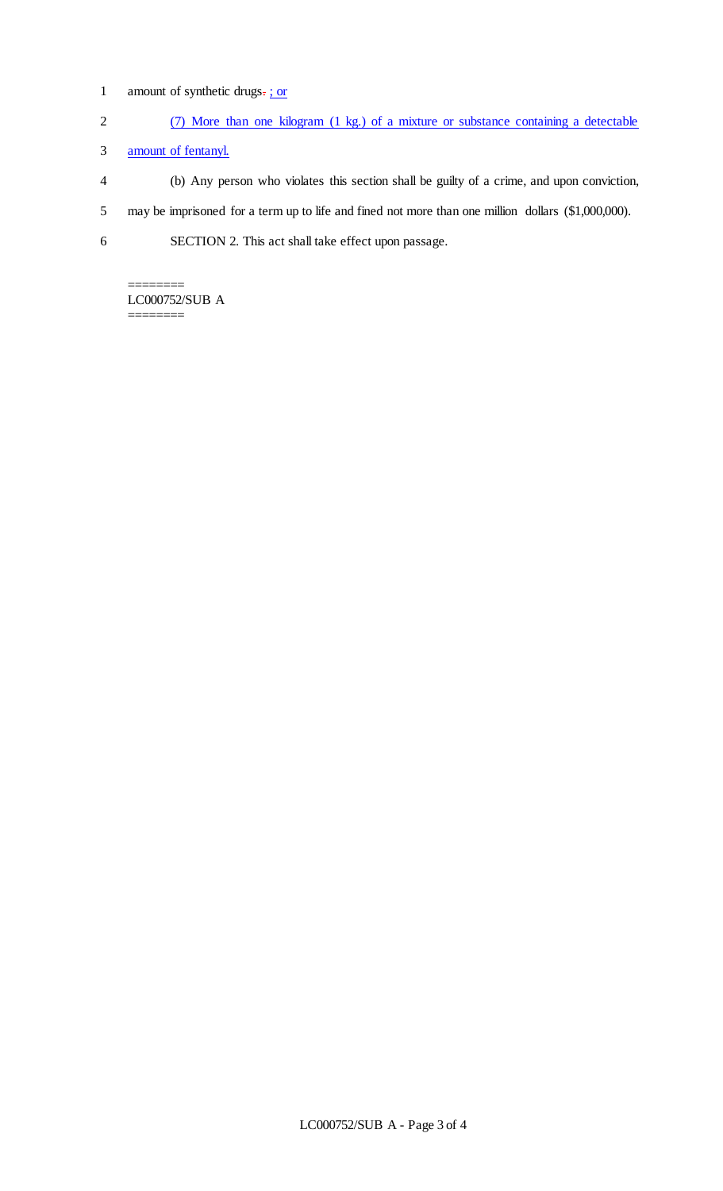amount of synthetic drugs. ; or

(7) More than one kilogram (1 kg.) of a mixture or substance containing a detectable amount of fentanyl.

(b) Any person who violates this section shall be guilty of a crime, and upon conviction, may be imprisoned for a term up to life and fined not more than one million dollars ($1,000,000).

SECTION 2. This act shall take effect upon passage.

========
LC000752/SUB A
========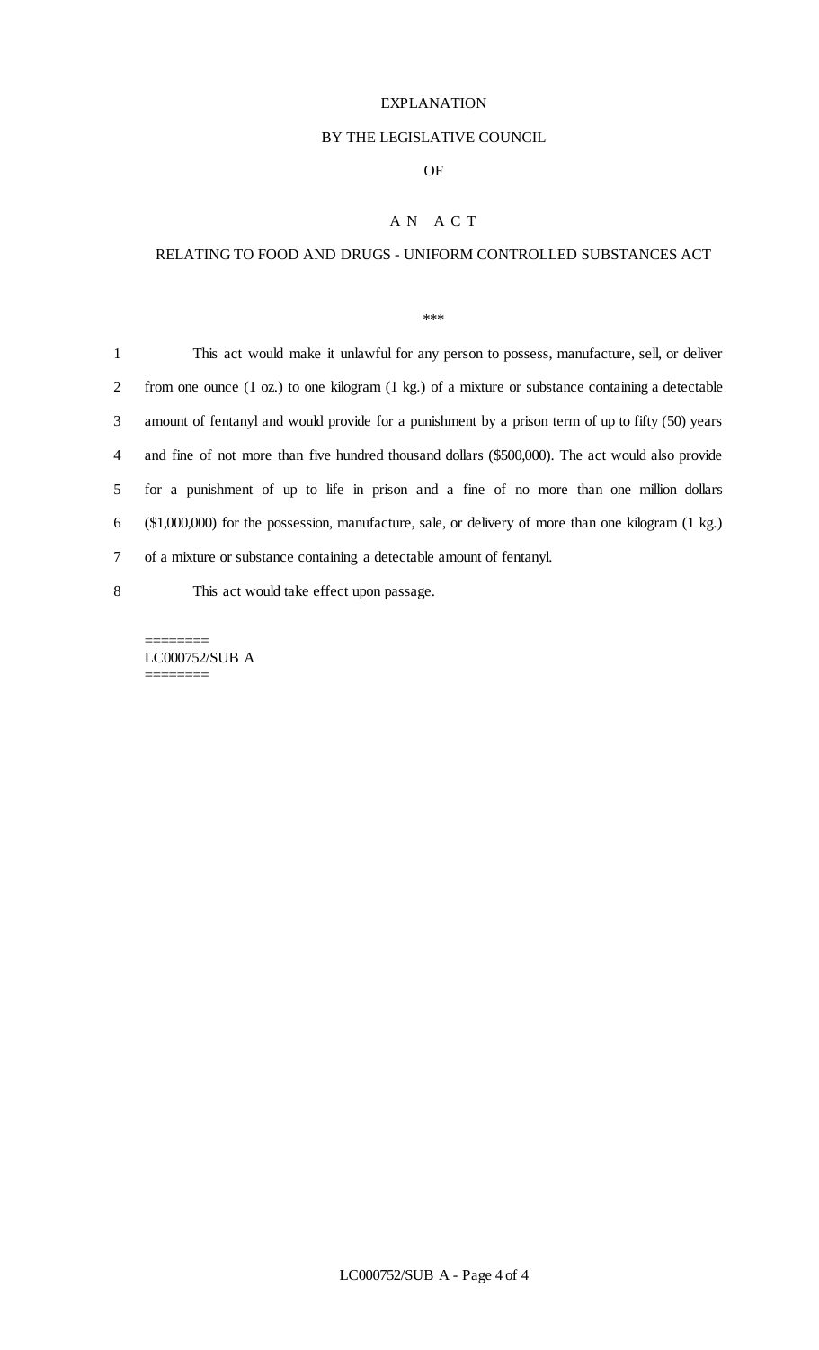EXPLANATION

BY THE LEGISLATIVE COUNCIL

OF

# A N   A C T

## RELATING TO FOOD AND DRUGS - UNIFORM CONTROLLED SUBSTANCES ACT

\*\*\*

This act would make it unlawful for any person to possess, manufacture, sell, or deliver from one ounce (1 oz.) to one kilogram (1 kg.) of a mixture or substance containing a detectable amount of fentanyl and would provide for a punishment by a prison term of up to fifty (50) years and fine of not more than five hundred thousand dollars ($500,000). The act would also provide for a punishment of up to life in prison and a fine of no more than one million dollars ($1,000,000) for the possession, manufacture, sale, or delivery of more than one kilogram (1 kg.) of a mixture or substance containing a detectable amount of fentanyl.

This act would take effect upon passage.

========
LC000752/SUB A
========